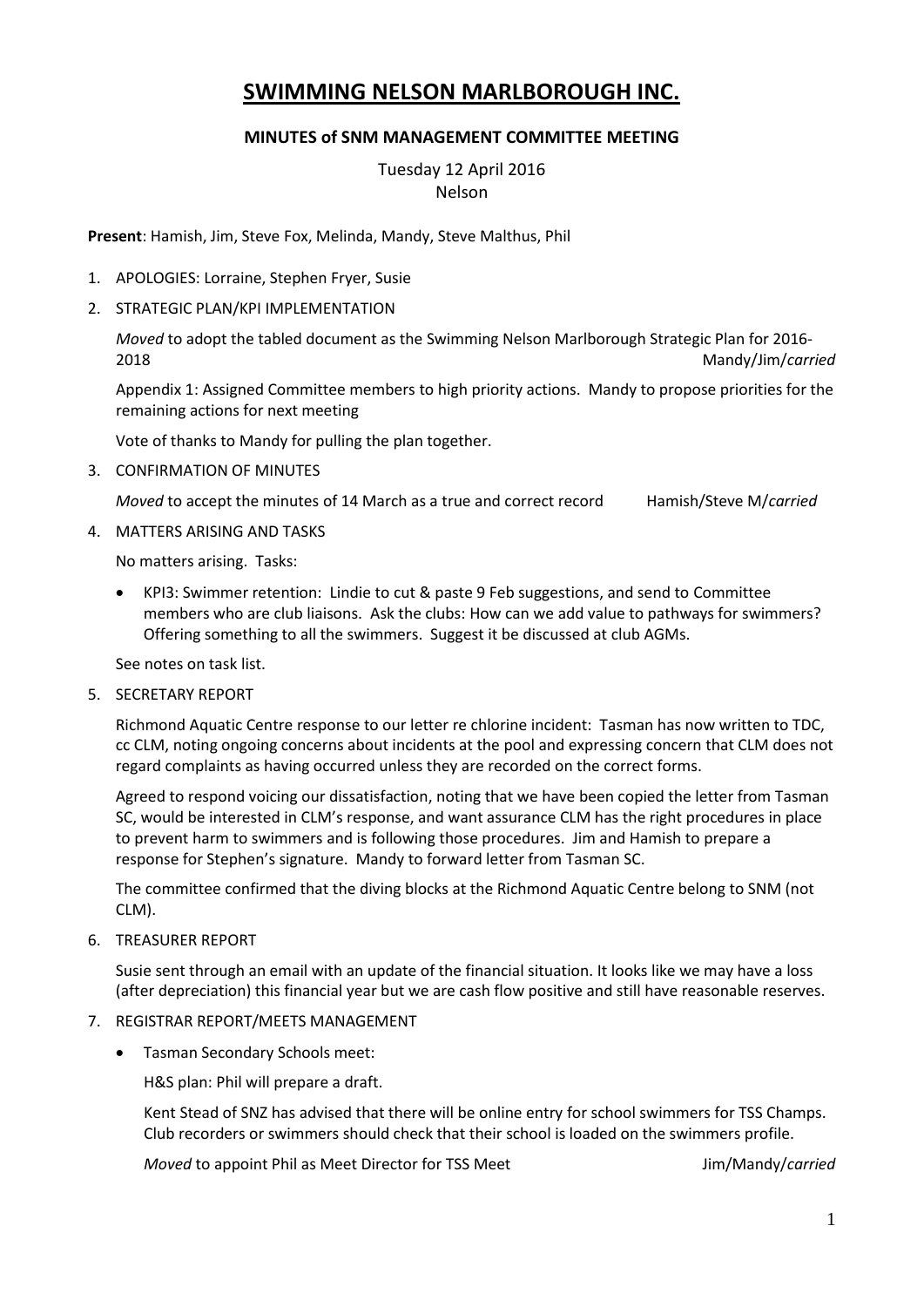# SWIMMING NELSON MARLBOROUGH INC.

### MINUTES of SNM MANAGEMENT COMMITTEE MEETING

Tuesday 12 April 2016
Nelson

**Present**: Hamish, Jim, Steve Fox, Melinda, Mandy, Steve Malthus, Phil

1. APOLOGIES: Lorraine, Stephen Fryer, Susie

2. STRATEGIC PLAN/KPI IMPLEMENTATION

   *Moved* to adopt the tabled document as the Swimming Nelson Marlborough Strategic Plan for 2016-2018 Mandy/Jim/*carried*

   Appendix 1: Assigned Committee members to high priority actions. Mandy to propose priorities for the remaining actions for next meeting

   Vote of thanks to Mandy for pulling the plan together.

3. CONFIRMATION OF MINUTES

   *Moved* to accept the minutes of 14 March as a true and correct record Hamish/Steve M/*carried*

4. MATTERS ARISING AND TASKS

   No matters arising. Tasks:

   - KPI3: Swimmer retention: Lindie to cut & paste 9 Feb suggestions, and send to Committee members who are club liaisons. Ask the clubs: How can we add value to pathways for swimmers? Offering something to all the swimmers. Suggest it be discussed at club AGMs.

   See notes on task list.

5. SECRETARY REPORT

   Richmond Aquatic Centre response to our letter re chlorine incident: Tasman has now written to TDC, cc CLM, noting ongoing concerns about incidents at the pool and expressing concern that CLM does not regard complaints as having occurred unless they are recorded on the correct forms.

   Agreed to respond voicing our dissatisfaction, noting that we have been copied the letter from Tasman SC, would be interested in CLM's response, and want assurance CLM has the right procedures in place to prevent harm to swimmers and is following those procedures. Jim and Hamish to prepare a response for Stephen's signature. Mandy to forward letter from Tasman SC.

   The committee confirmed that the diving blocks at the Richmond Aquatic Centre belong to SNM (not CLM).

6. TREASURER REPORT

   Susie sent through an email with an update of the financial situation. It looks like we may have a loss (after depreciation) this financial year but we are cash flow positive and still have reasonable reserves.

7. REGISTRAR REPORT/MEETS MANAGEMENT

   - Tasman Secondary Schools meet:

     H&S plan: Phil will prepare a draft.

     Kent Stead of SNZ has advised that there will be online entry for school swimmers for TSS Champs. Club recorders or swimmers should check that their school is loaded on the swimmers profile.

     *Moved* to appoint Phil as Meet Director for TSS Meet Jim/Mandy/*carried*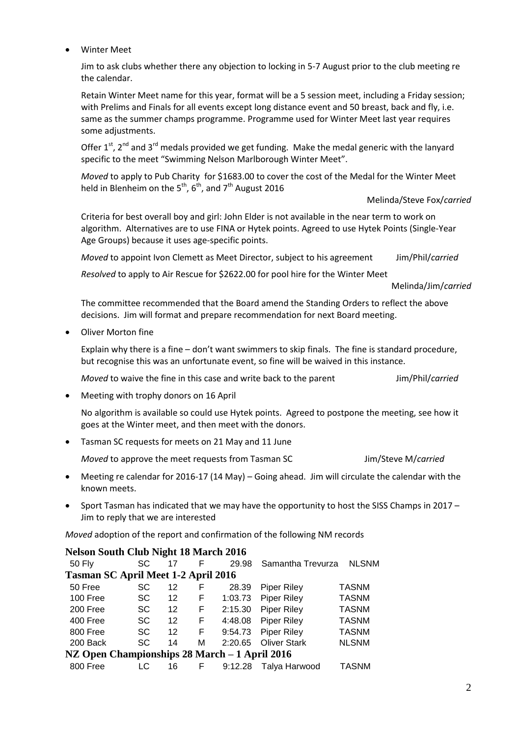- Winter Meet

  Jim to ask clubs whether there any objection to locking in 5-7 August prior to the club meeting re the calendar.

  Retain Winter Meet name for this year, format will be a 5 session meet, including a Friday session; with Prelims and Finals for all events except long distance event and 50 breast, back and fly, i.e. same as the summer champs programme. Programme used for Winter Meet last year requires some adjustments.

  Offer 1st, 2nd and 3rd medals provided we get funding. Make the medal generic with the lanyard specific to the meet "Swimming Nelson Marlborough Winter Meet".

  *Moved* to apply to Pub Charity for $1683.00 to cover the cost of the Medal for the Winter Meet held in Blenheim on the 5th, 6th, and 7th August 2016

  Melinda/Steve Fox/*carried*

  Criteria for best overall boy and girl: John Elder is not available in the near term to work on algorithm. Alternatives are to use FINA or Hytek points. Agreed to use Hytek Points (Single-Year Age Groups) because it uses age-specific points.

  *Moved* to appoint Ivon Clemett as Meet Director, subject to his agreement Jim/Phil/*carried*

  *Resolved* to apply to Air Rescue for $2622.00 for pool hire for the Winter Meet

  Melinda/Jim/*carried*

  The committee recommended that the Board amend the Standing Orders to reflect the above decisions. Jim will format and prepare recommendation for next Board meeting.

- Oliver Morton fine

  Explain why there is a fine – don't want swimmers to skip finals. The fine is standard procedure, but recognise this was an unfortunate event, so fine will be waived in this instance.

  *Moved* to waive the fine in this case and write back to the parent Jim/Phil/*carried*

- Meeting with trophy donors on 16 April

  No algorithm is available so could use Hytek points. Agreed to postpone the meeting, see how it goes at the Winter meet, and then meet with the donors.

- Tasman SC requests for meets on 21 May and 11 June

  *Moved* to approve the meet requests from Tasman SC Jim/Steve M/*carried*

- Meeting re calendar for 2016-17 (14 May) – Going ahead. Jim will circulate the calendar with the known meets.

- Sport Tasman has indicated that we may have the opportunity to host the SISS Champs in 2017 – Jim to reply that we are interested

*Moved* adoption of the report and confirmation of the following NM records

**Nelson South Club Night 18 March 2016**

| | | | | | | |
|---|---|---|---|---|---|---|
| 50 Fly | SC | 17 | F | 29.98 | Samantha Trevurza | NLSNM |

**Tasman SC April Meet 1-2 April 2016**

| | | | | | | |
|---|---|---|---|---|---|---|
| 50 Free | SC | 12 | F | 28.39 | Piper Riley | TASNM |
| 100 Free | SC | 12 | F | 1:03.73 | Piper Riley | TASNM |
| 200 Free | SC | 12 | F | 2:15.30 | Piper Riley | TASNM |
| 400 Free | SC | 12 | F | 4:48.08 | Piper Riley | TASNM |
| 800 Free | SC | 12 | F | 9:54.73 | Piper Riley | TASNM |
| 200 Back | SC | 14 | M | 2:20.65 | Oliver Stark | NLSNM |

**NZ Open Championships 28 March – 1 April 2016**

| | | | | | | |
|---|---|---|---|---|---|---|
| 800 Free | LC | 16 | F | 9:12.28 | Talya Harwood | TASNM |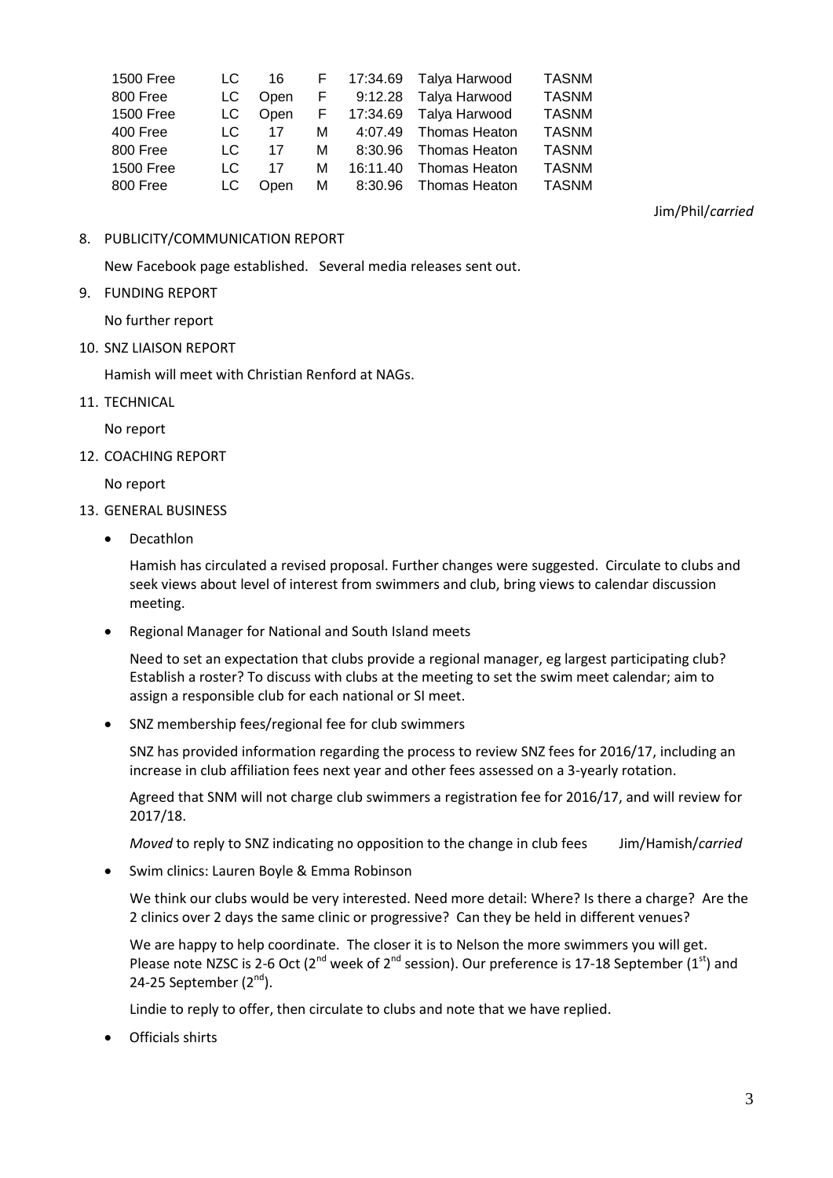| | | | | | | |
|---|---|---|---|---|---|---|
| 1500 Free | LC | 16 | F | 17:34.69 | Talya Harwood | TASNM |
| 800 Free | LC | Open | F | 9:12.28 | Talya Harwood | TASNM |
| 1500 Free | LC | Open | F | 17:34.69 | Talya Harwood | TASNM |
| 400 Free | LC | 17 | M | 4:07.49 | Thomas Heaton | TASNM |
| 800 Free | LC | 17 | M | 8:30.96 | Thomas Heaton | TASNM |
| 1500 Free | LC | 17 | M | 16:11.40 | Thomas Heaton | TASNM |
| 800 Free | LC | Open | M | 8:30.96 | Thomas Heaton | TASNM |

Jim/Phil/*carried*

8. PUBLICITY/COMMUNICATION REPORT

   New Facebook page established. Several media releases sent out.

9. FUNDING REPORT

   No further report

10. SNZ LIAISON REPORT

    Hamish will meet with Christian Renford at NAGs.

11. TECHNICAL

    No report

12. COACHING REPORT

    No report

13. GENERAL BUSINESS

    - Decathlon

      Hamish has circulated a revised proposal. Further changes were suggested. Circulate to clubs and seek views about level of interest from swimmers and club, bring views to calendar discussion meeting.

    - Regional Manager for National and South Island meets

      Need to set an expectation that clubs provide a regional manager, eg largest participating club? Establish a roster? To discuss with clubs at the meeting to set the swim meet calendar; aim to assign a responsible club for each national or SI meet.

    - SNZ membership fees/regional fee for club swimmers

      SNZ has provided information regarding the process to review SNZ fees for 2016/17, including an increase in club affiliation fees next year and other fees assessed on a 3-yearly rotation.

      Agreed that SNM will not charge club swimmers a registration fee for 2016/17, and will review for 2017/18.

      *Moved* to reply to SNZ indicating no opposition to the change in club fees Jim/Hamish/*carried*

    - Swim clinics: Lauren Boyle & Emma Robinson

      We think our clubs would be very interested. Need more detail: Where? Is there a charge? Are the 2 clinics over 2 days the same clinic or progressive? Can they be held in different venues?

      We are happy to help coordinate. The closer it is to Nelson the more swimmers you will get. Please note NZSC is 2-6 Oct (2nd week of 2nd session). Our preference is 17-18 September (1st) and 24-25 September (2nd).

      Lindie to reply to offer, then circulate to clubs and note that we have replied.

    - Officials shirts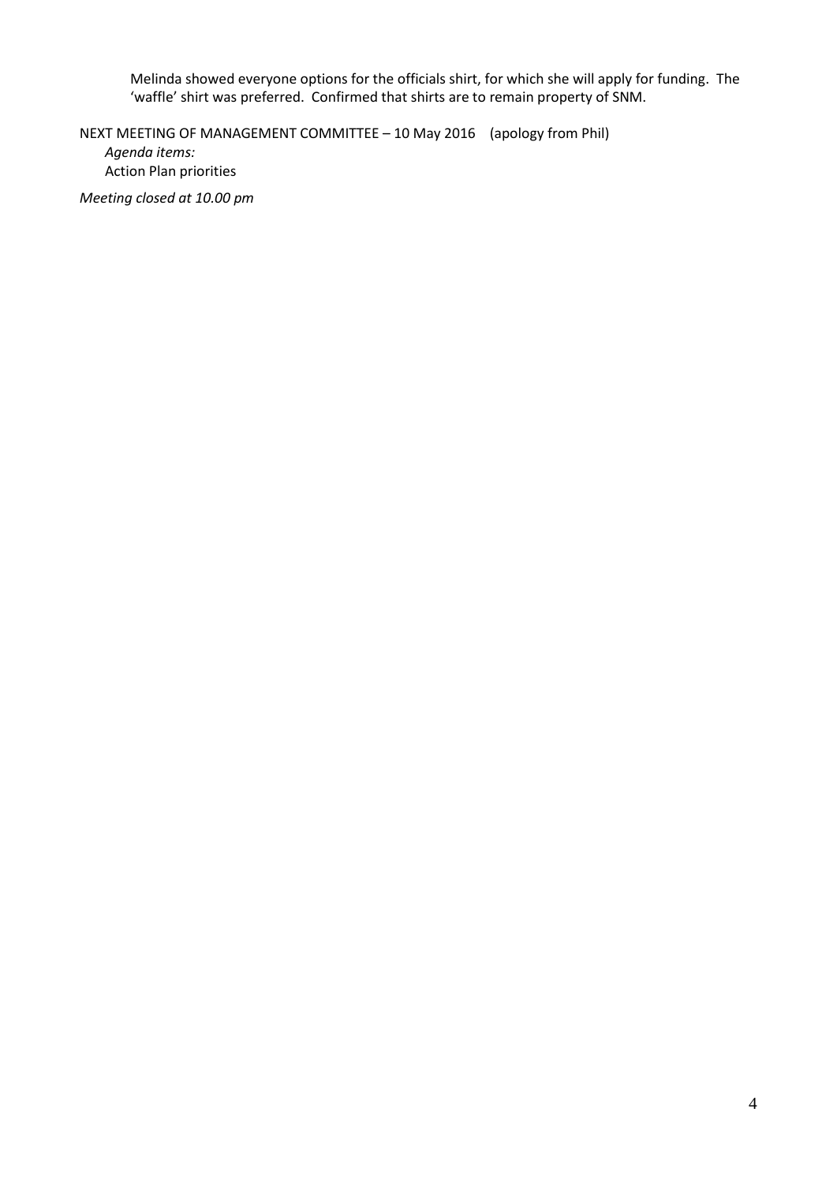Melinda showed everyone options for the officials shirt, for which she will apply for funding. The 'waffle' shirt was preferred. Confirmed that shirts are to remain property of SNM.

NEXT MEETING OF MANAGEMENT COMMITTEE – 10 May 2016 (apology from Phil)

*Agenda items:*

Action Plan priorities

*Meeting closed at 10.00 pm*